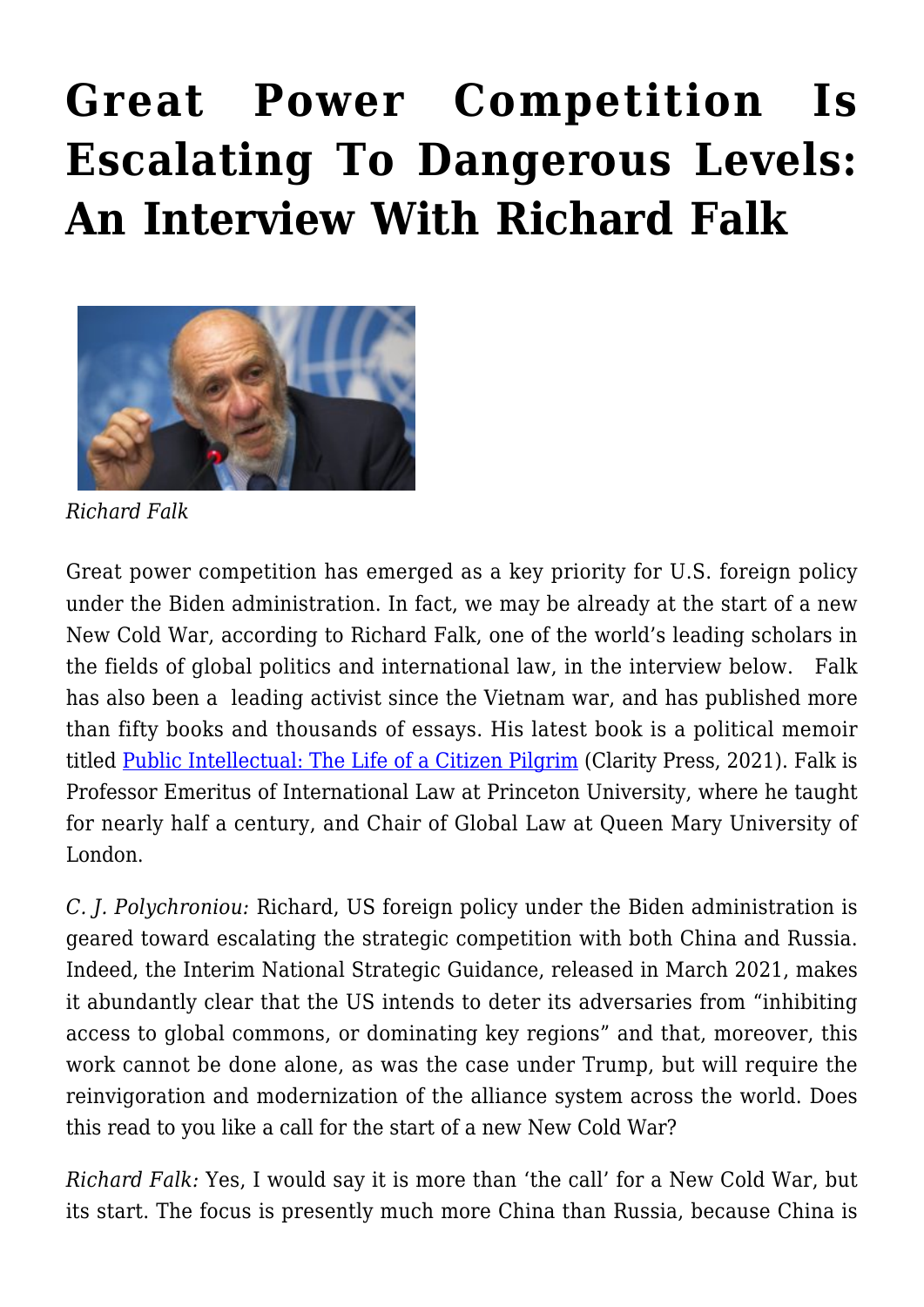# Great Power Competition Is Escalating To Dangerous Levels: An Interview With Richard Falk

*Richard Falk*

Great power competition has emerged as a key priority for U.S. foreign policy under the Biden administration. In fact, we may be already at the start of a new New Cold War, according to Richard Falk, one of the world's leading scholars in the fields of global politics and international law, in the interview below. Falk has also been a leading activist since the Vietnam war, and has published more than fifty books and thousands of essays. His latest book is a political memoir titled [Public Intellectual: The Life of a Citizen Pilgrim](#) (Clarity Press, 2021). Falk is Professor Emeritus of International Law at Princeton University, where he taught for nearly half a century, and Chair of Global Law at Queen Mary University of London.

*C. J. Polychroniou:* Richard, US foreign policy under the Biden administration is geared toward escalating the strategic competition with both China and Russia. Indeed, the Interim National Strategic Guidance, released in March 2021, makes it abundantly clear that the US intends to deter its adversaries from "inhibiting access to global commons, or dominating key regions" and that, moreover, this work cannot be done alone, as was the case under Trump, but will require the reinvigoration and modernization of the alliance system across the world. Does this read to you like a call for the start of a new New Cold War?

*Richard Falk:* Yes, I would say it is more than 'the call' for a New Cold War, but its start. The focus is presently much more China than Russia, because China is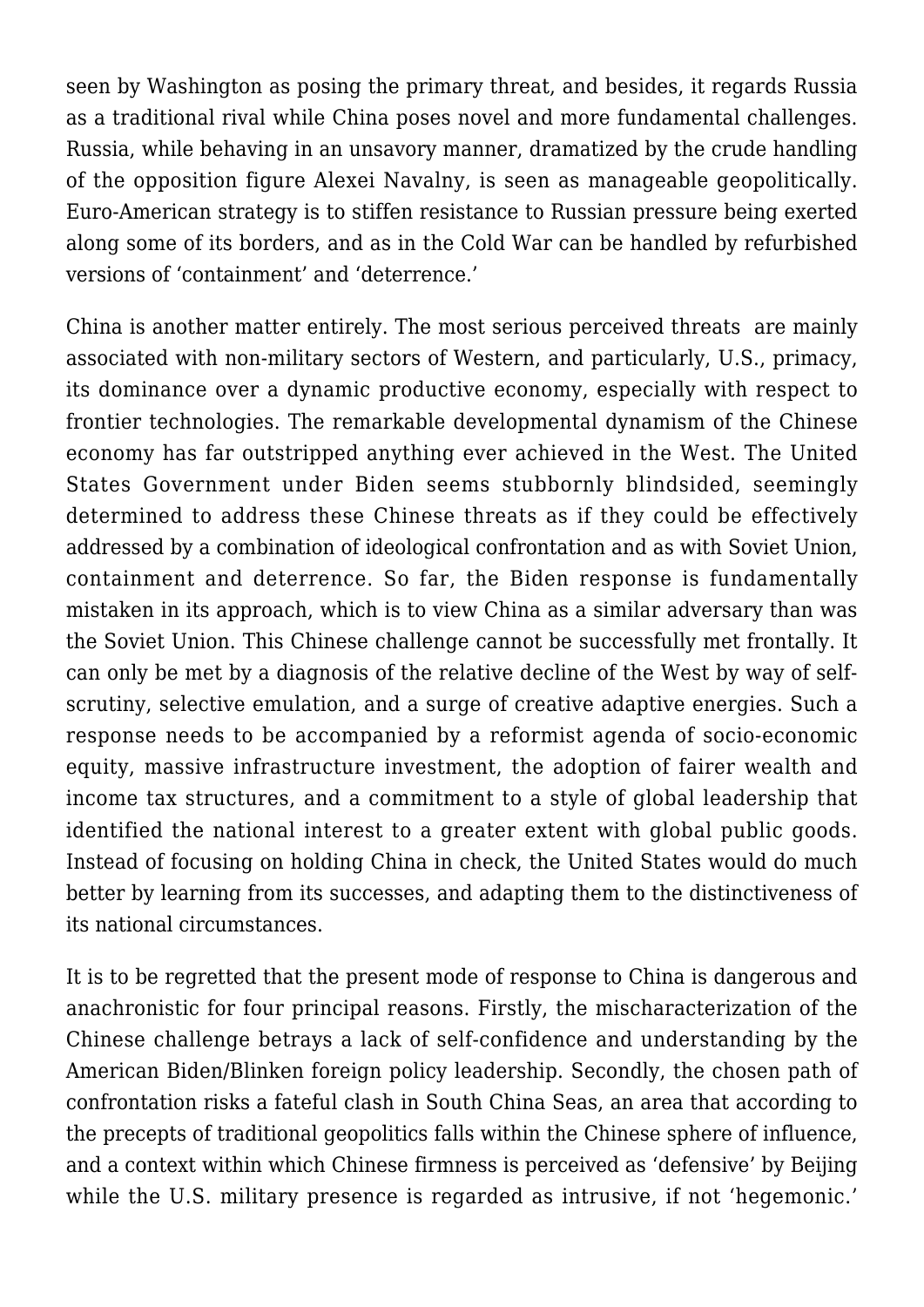seen by Washington as posing the primary threat, and besides, it regards Russia as a traditional rival while China poses novel and more fundamental challenges. Russia, while behaving in an unsavory manner, dramatized by the crude handling of the opposition figure Alexei Navalny, is seen as manageable geopolitically. Euro-American strategy is to stiffen resistance to Russian pressure being exerted along some of its borders, and as in the Cold War can be handled by refurbished versions of 'containment' and 'deterrence.'

China is another matter entirely. The most serious perceived threats are mainly associated with non-military sectors of Western, and particularly, U.S., primacy, its dominance over a dynamic productive economy, especially with respect to frontier technologies. The remarkable developmental dynamism of the Chinese economy has far outstripped anything ever achieved in the West. The United States Government under Biden seems stubbornly blindsided, seemingly determined to address these Chinese threats as if they could be effectively addressed by a combination of ideological confrontation and as with Soviet Union, containment and deterrence. So far, the Biden response is fundamentally mistaken in its approach, which is to view China as a similar adversary than was the Soviet Union. This Chinese challenge cannot be successfully met frontally. It can only be met by a diagnosis of the relative decline of the West by way of self-scrutiny, selective emulation, and a surge of creative adaptive energies. Such a response needs to be accompanied by a reformist agenda of socio-economic equity, massive infrastructure investment, the adoption of fairer wealth and income tax structures, and a commitment to a style of global leadership that identified the national interest to a greater extent with global public goods. Instead of focusing on holding China in check, the United States would do much better by learning from its successes, and adapting them to the distinctiveness of its national circumstances.

It is to be regretted that the present mode of response to China is dangerous and anachronistic for four principal reasons. Firstly, the mischaracterization of the Chinese challenge betrays a lack of self-confidence and understanding by the American Biden/Blinken foreign policy leadership. Secondly, the chosen path of confrontation risks a fateful clash in South China Seas, an area that according to the precepts of traditional geopolitics falls within the Chinese sphere of influence, and a context within which Chinese firmness is perceived as 'defensive' by Beijing while the U.S. military presence is regarded as intrusive, if not 'hegemonic.'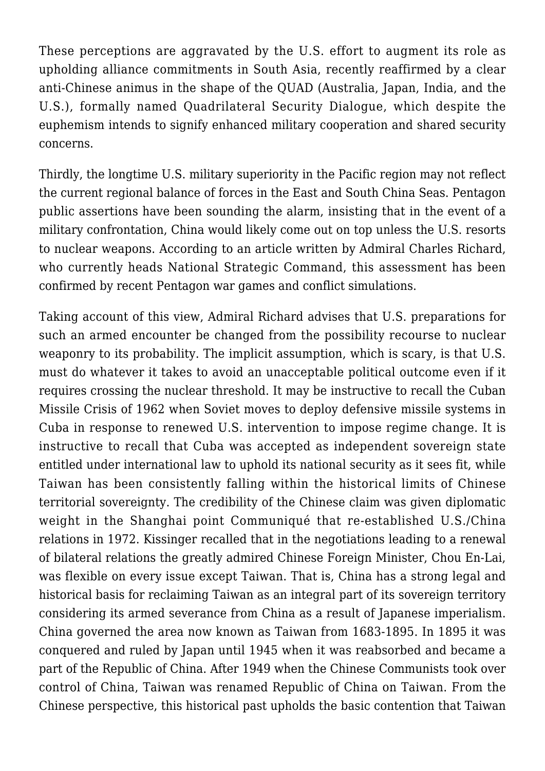These perceptions are aggravated by the U.S. effort to augment its role as upholding alliance commitments in South Asia, recently reaffirmed by a clear anti-Chinese animus in the shape of the QUAD (Australia, Japan, India, and the U.S.), formally named Quadrilateral Security Dialogue, which despite the euphemism intends to signify enhanced military cooperation and shared security concerns.

Thirdly, the longtime U.S. military superiority in the Pacific region may not reflect the current regional balance of forces in the East and South China Seas. Pentagon public assertions have been sounding the alarm, insisting that in the event of a military confrontation, China would likely come out on top unless the U.S. resorts to nuclear weapons. According to an article written by Admiral Charles Richard, who currently heads National Strategic Command, this assessment has been confirmed by recent Pentagon war games and conflict simulations.

Taking account of this view, Admiral Richard advises that U.S. preparations for such an armed encounter be changed from the possibility recourse to nuclear weaponry to its probability. The implicit assumption, which is scary, is that U.S. must do whatever it takes to avoid an unacceptable political outcome even if it requires crossing the nuclear threshold. It may be instructive to recall the Cuban Missile Crisis of 1962 when Soviet moves to deploy defensive missile systems in Cuba in response to renewed U.S. intervention to impose regime change. It is instructive to recall that Cuba was accepted as independent sovereign state entitled under international law to uphold its national security as it sees fit, while Taiwan has been consistently falling within the historical limits of Chinese territorial sovereignty. The credibility of the Chinese claim was given diplomatic weight in the Shanghai point Communiqué that re-established U.S./China relations in 1972. Kissinger recalled that in the negotiations leading to a renewal of bilateral relations the greatly admired Chinese Foreign Minister, Chou En-Lai, was flexible on every issue except Taiwan. That is, China has a strong legal and historical basis for reclaiming Taiwan as an integral part of its sovereign territory considering its armed severance from China as a result of Japanese imperialism. China governed the area now known as Taiwan from 1683-1895. In 1895 it was conquered and ruled by Japan until 1945 when it was reabsorbed and became a part of the Republic of China. After 1949 when the Chinese Communists took over control of China, Taiwan was renamed Republic of China on Taiwan. From the Chinese perspective, this historical past upholds the basic contention that Taiwan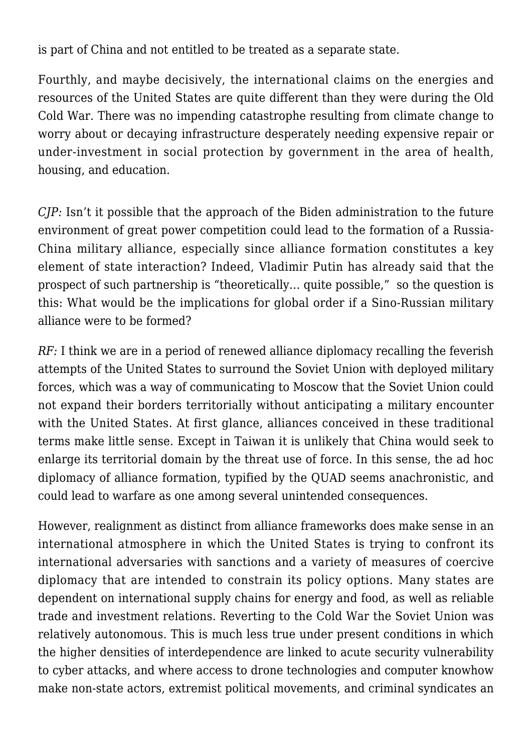is part of China and not entitled to be treated as a separate state.

Fourthly, and maybe decisively, the international claims on the energies and resources of the United States are quite different than they were during the Old Cold War. There was no impending catastrophe resulting from climate change to worry about or decaying infrastructure desperately needing expensive repair or under-investment in social protection by government in the area of health, housing, and education.

*CJP:* Isn't it possible that the approach of the Biden administration to the future environment of great power competition could lead to the formation of a Russia-China military alliance, especially since alliance formation constitutes a key element of state interaction? Indeed, Vladimir Putin has already said that the prospect of such partnership is "theoretically… quite possible," so the question is this: What would be the implications for global order if a Sino-Russian military alliance were to be formed?

*RF:* I think we are in a period of renewed alliance diplomacy recalling the feverish attempts of the United States to surround the Soviet Union with deployed military forces, which was a way of communicating to Moscow that the Soviet Union could not expand their borders territorially without anticipating a military encounter with the United States. At first glance, alliances conceived in these traditional terms make little sense. Except in Taiwan it is unlikely that China would seek to enlarge its territorial domain by the threat use of force. In this sense, the ad hoc diplomacy of alliance formation, typified by the QUAD seems anachronistic, and could lead to warfare as one among several unintended consequences.

However, realignment as distinct from alliance frameworks does make sense in an international atmosphere in which the United States is trying to confront its international adversaries with sanctions and a variety of measures of coercive diplomacy that are intended to constrain its policy options. Many states are dependent on international supply chains for energy and food, as well as reliable trade and investment relations. Reverting to the Cold War the Soviet Union was relatively autonomous. This is much less true under present conditions in which the higher densities of interdependence are linked to acute security vulnerability to cyber attacks, and where access to drone technologies and computer knowhow make non-state actors, extremist political movements, and criminal syndicates an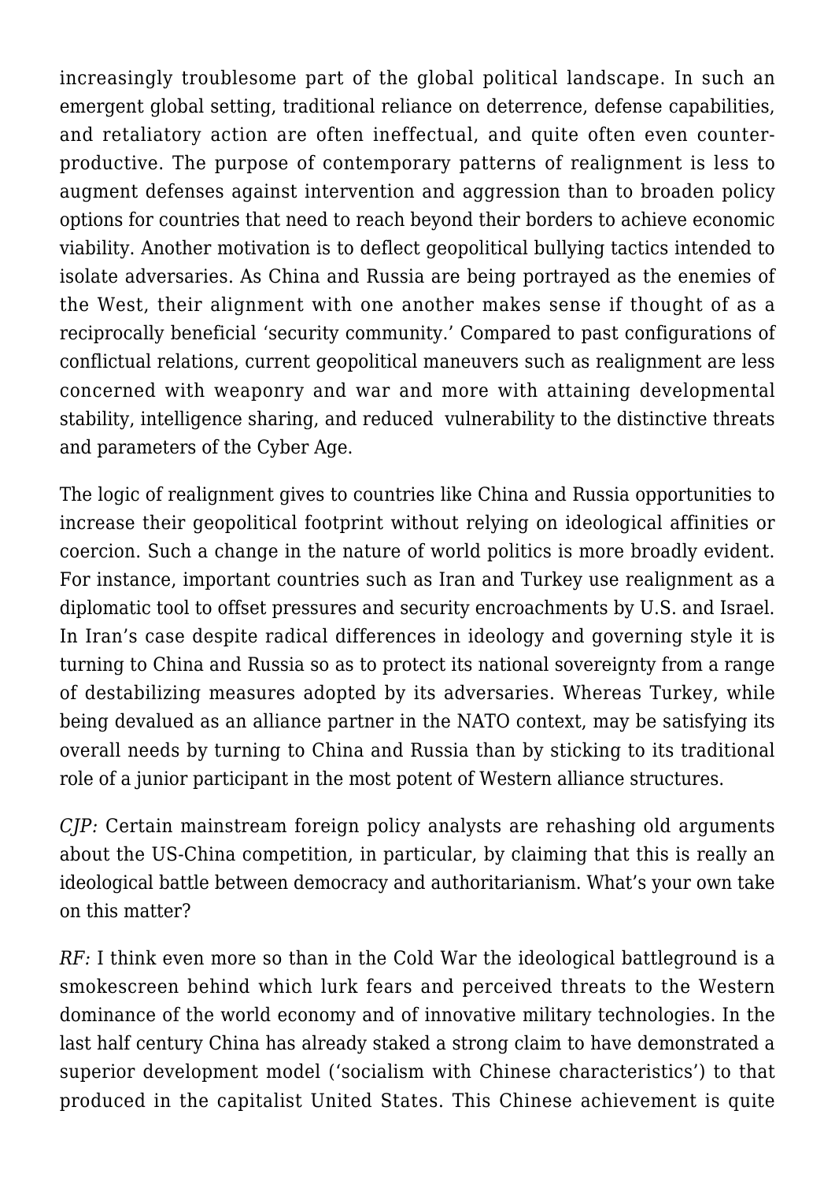increasingly troublesome part of the global political landscape. In such an emergent global setting, traditional reliance on deterrence, defense capabilities, and retaliatory action are often ineffectual, and quite often even counter-productive. The purpose of contemporary patterns of realignment is less to augment defenses against intervention and aggression than to broaden policy options for countries that need to reach beyond their borders to achieve economic viability. Another motivation is to deflect geopolitical bullying tactics intended to isolate adversaries. As China and Russia are being portrayed as the enemies of the West, their alignment with one another makes sense if thought of as a reciprocally beneficial 'security community.' Compared to past configurations of conflictual relations, current geopolitical maneuvers such as realignment are less concerned with weaponry and war and more with attaining developmental stability, intelligence sharing, and reduced vulnerability to the distinctive threats and parameters of the Cyber Age.

The logic of realignment gives to countries like China and Russia opportunities to increase their geopolitical footprint without relying on ideological affinities or coercion. Such a change in the nature of world politics is more broadly evident. For instance, important countries such as Iran and Turkey use realignment as a diplomatic tool to offset pressures and security encroachments by U.S. and Israel. In Iran's case despite radical differences in ideology and governing style it is turning to China and Russia so as to protect its national sovereignty from a range of destabilizing measures adopted by its adversaries. Whereas Turkey, while being devalued as an alliance partner in the NATO context, may be satisfying its overall needs by turning to China and Russia than by sticking to its traditional role of a junior participant in the most potent of Western alliance structures.

*CJP:* Certain mainstream foreign policy analysts are rehashing old arguments about the US-China competition, in particular, by claiming that this is really an ideological battle between democracy and authoritarianism. What's your own take on this matter?

*RF:* I think even more so than in the Cold War the ideological battleground is a smokescreen behind which lurk fears and perceived threats to the Western dominance of the world economy and of innovative military technologies. In the last half century China has already staked a strong claim to have demonstrated a superior development model ('socialism with Chinese characteristics') to that produced in the capitalist United States. This Chinese achievement is quite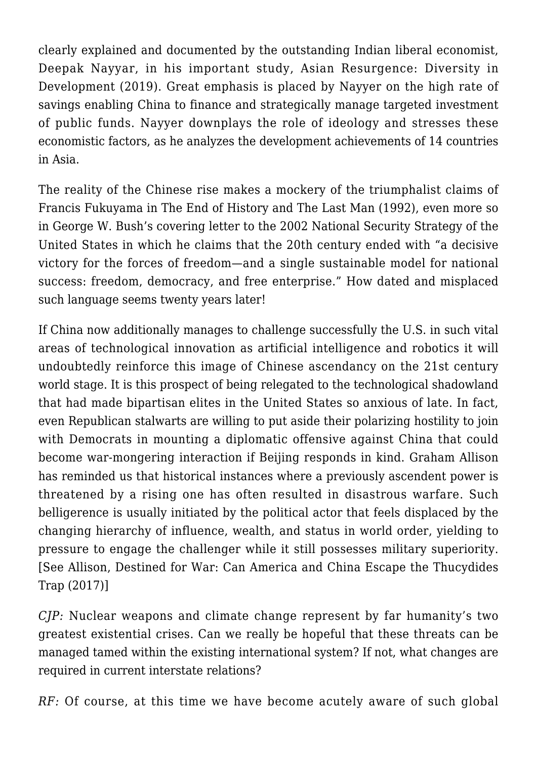clearly explained and documented by the outstanding Indian liberal economist, Deepak Nayyar, in his important study, Asian Resurgence: Diversity in Development (2019). Great emphasis is placed by Nayyer on the high rate of savings enabling China to finance and strategically manage targeted investment of public funds. Nayyer downplays the role of ideology and stresses these economistic factors, as he analyzes the development achievements of 14 countries in Asia.

The reality of the Chinese rise makes a mockery of the triumphalist claims of Francis Fukuyama in The End of History and The Last Man (1992), even more so in George W. Bush's covering letter to the 2002 National Security Strategy of the United States in which he claims that the 20th century ended with "a decisive victory for the forces of freedom—and a single sustainable model for national success: freedom, democracy, and free enterprise." How dated and misplaced such language seems twenty years later!

If China now additionally manages to challenge successfully the U.S. in such vital areas of technological innovation as artificial intelligence and robotics it will undoubtedly reinforce this image of Chinese ascendancy on the 21st century world stage. It is this prospect of being relegated to the technological shadowland that had made bipartisan elites in the United States so anxious of late. In fact, even Republican stalwarts are willing to put aside their polarizing hostility to join with Democrats in mounting a diplomatic offensive against China that could become war-mongering interaction if Beijing responds in kind. Graham Allison has reminded us that historical instances where a previously ascendent power is threatened by a rising one has often resulted in disastrous warfare. Such belligerence is usually initiated by the political actor that feels displaced by the changing hierarchy of influence, wealth, and status in world order, yielding to pressure to engage the challenger while it still possesses military superiority. [See Allison, Destined for War: Can America and China Escape the Thucydides Trap (2017)]

*CJP:* Nuclear weapons and climate change represent by far humanity's two greatest existential crises. Can we really be hopeful that these threats can be managed tamed within the existing international system? If not, what changes are required in current interstate relations?

*RF:* Of course, at this time we have become acutely aware of such global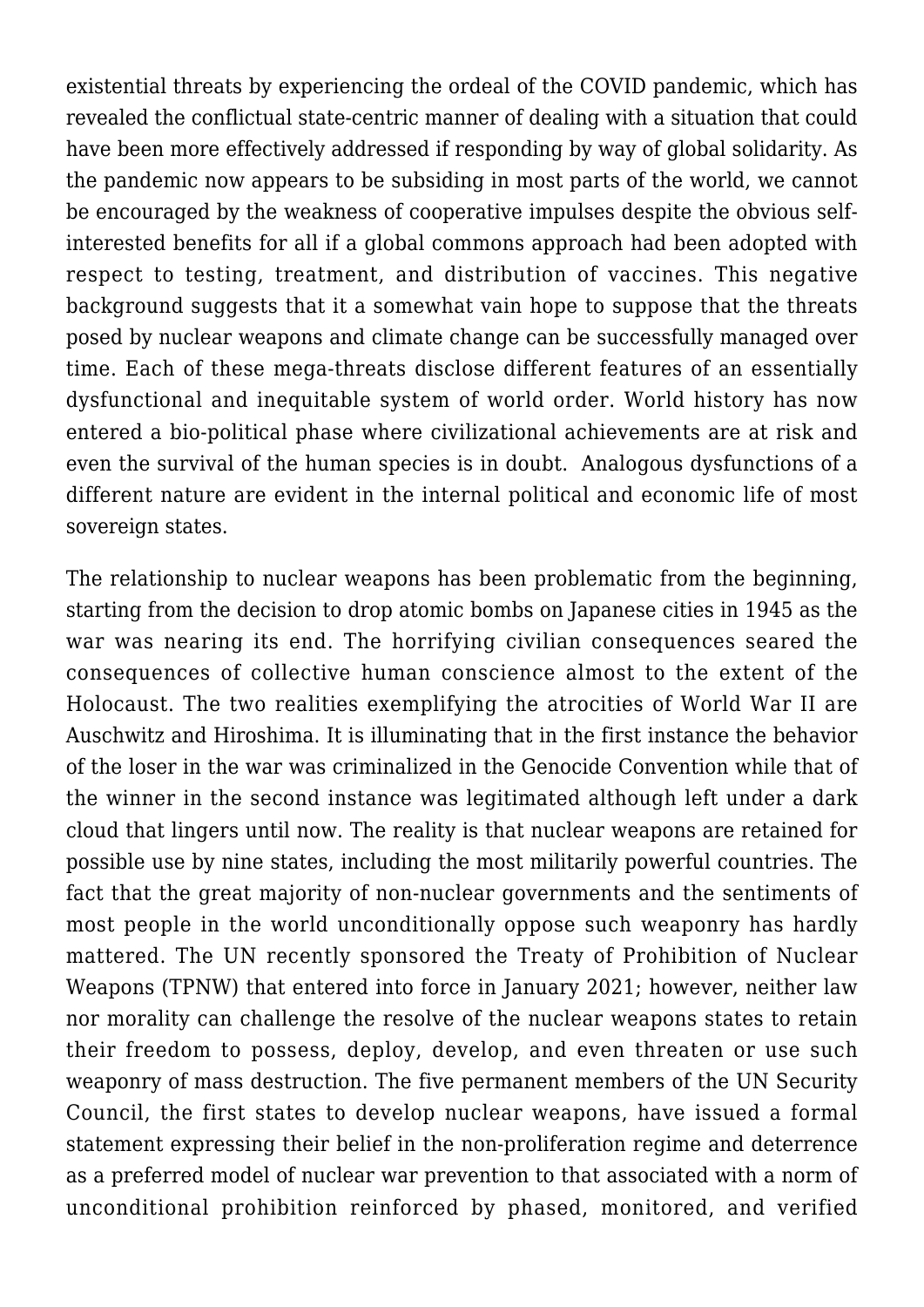existential threats by experiencing the ordeal of the COVID pandemic, which has revealed the conflictual state-centric manner of dealing with a situation that could have been more effectively addressed if responding by way of global solidarity. As the pandemic now appears to be subsiding in most parts of the world, we cannot be encouraged by the weakness of cooperative impulses despite the obvious self-interested benefits for all if a global commons approach had been adopted with respect to testing, treatment, and distribution of vaccines. This negative background suggests that it a somewhat vain hope to suppose that the threats posed by nuclear weapons and climate change can be successfully managed over time. Each of these mega-threats disclose different features of an essentially dysfunctional and inequitable system of world order. World history has now entered a bio-political phase where civilizational achievements are at risk and even the survival of the human species is in doubt. Analogous dysfunctions of a different nature are evident in the internal political and economic life of most sovereign states.

The relationship to nuclear weapons has been problematic from the beginning, starting from the decision to drop atomic bombs on Japanese cities in 1945 as the war was nearing its end. The horrifying civilian consequences seared the consequences of collective human conscience almost to the extent of the Holocaust. The two realities exemplifying the atrocities of World War II are Auschwitz and Hiroshima. It is illuminating that in the first instance the behavior of the loser in the war was criminalized in the Genocide Convention while that of the winner in the second instance was legitimated although left under a dark cloud that lingers until now. The reality is that nuclear weapons are retained for possible use by nine states, including the most militarily powerful countries. The fact that the great majority of non-nuclear governments and the sentiments of most people in the world unconditionally oppose such weaponry has hardly mattered. The UN recently sponsored the Treaty of Prohibition of Nuclear Weapons (TPNW) that entered into force in January 2021; however, neither law nor morality can challenge the resolve of the nuclear weapons states to retain their freedom to possess, deploy, develop, and even threaten or use such weaponry of mass destruction. The five permanent members of the UN Security Council, the first states to develop nuclear weapons, have issued a formal statement expressing their belief in the non-proliferation regime and deterrence as a preferred model of nuclear war prevention to that associated with a norm of unconditional prohibition reinforced by phased, monitored, and verified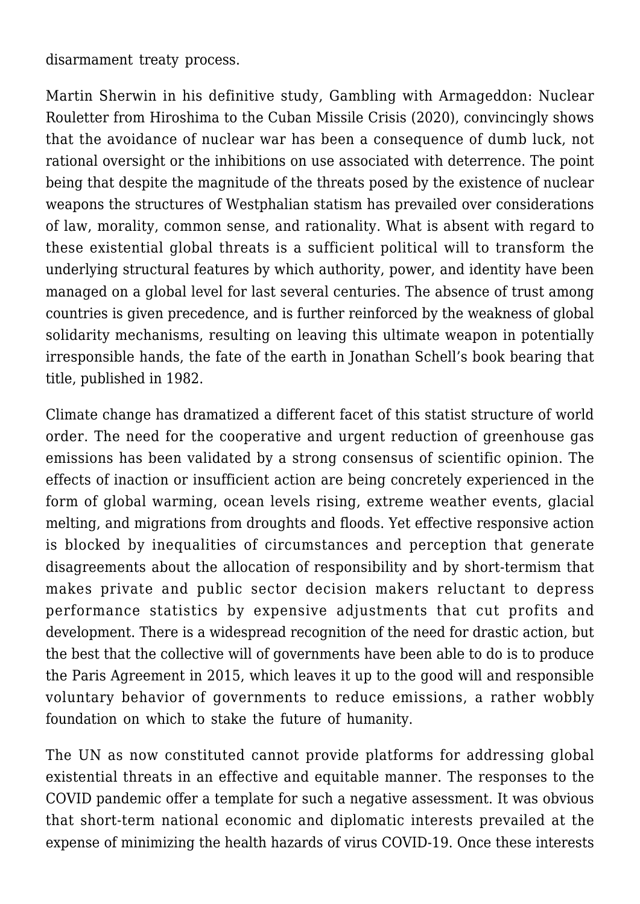disarmament treaty process.

Martin Sherwin in his definitive study, Gambling with Armageddon: Nuclear Rouletter from Hiroshima to the Cuban Missile Crisis (2020), convincingly shows that the avoidance of nuclear war has been a consequence of dumb luck, not rational oversight or the inhibitions on use associated with deterrence. The point being that despite the magnitude of the threats posed by the existence of nuclear weapons the structures of Westphalian statism has prevailed over considerations of law, morality, common sense, and rationality. What is absent with regard to these existential global threats is a sufficient political will to transform the underlying structural features by which authority, power, and identity have been managed on a global level for last several centuries. The absence of trust among countries is given precedence, and is further reinforced by the weakness of global solidarity mechanisms, resulting on leaving this ultimate weapon in potentially irresponsible hands, the fate of the earth in Jonathan Schell's book bearing that title, published in 1982.

Climate change has dramatized a different facet of this statist structure of world order. The need for the cooperative and urgent reduction of greenhouse gas emissions has been validated by a strong consensus of scientific opinion. The effects of inaction or insufficient action are being concretely experienced in the form of global warming, ocean levels rising, extreme weather events, glacial melting, and migrations from droughts and floods. Yet effective responsive action is blocked by inequalities of circumstances and perception that generate disagreements about the allocation of responsibility and by short-termism that makes private and public sector decision makers reluctant to depress performance statistics by expensive adjustments that cut profits and development. There is a widespread recognition of the need for drastic action, but the best that the collective will of governments have been able to do is to produce the Paris Agreement in 2015, which leaves it up to the good will and responsible voluntary behavior of governments to reduce emissions, a rather wobbly foundation on which to stake the future of humanity.

The UN as now constituted cannot provide platforms for addressing global existential threats in an effective and equitable manner. The responses to the COVID pandemic offer a template for such a negative assessment. It was obvious that short-term national economic and diplomatic interests prevailed at the expense of minimizing the health hazards of virus COVID-19. Once these interests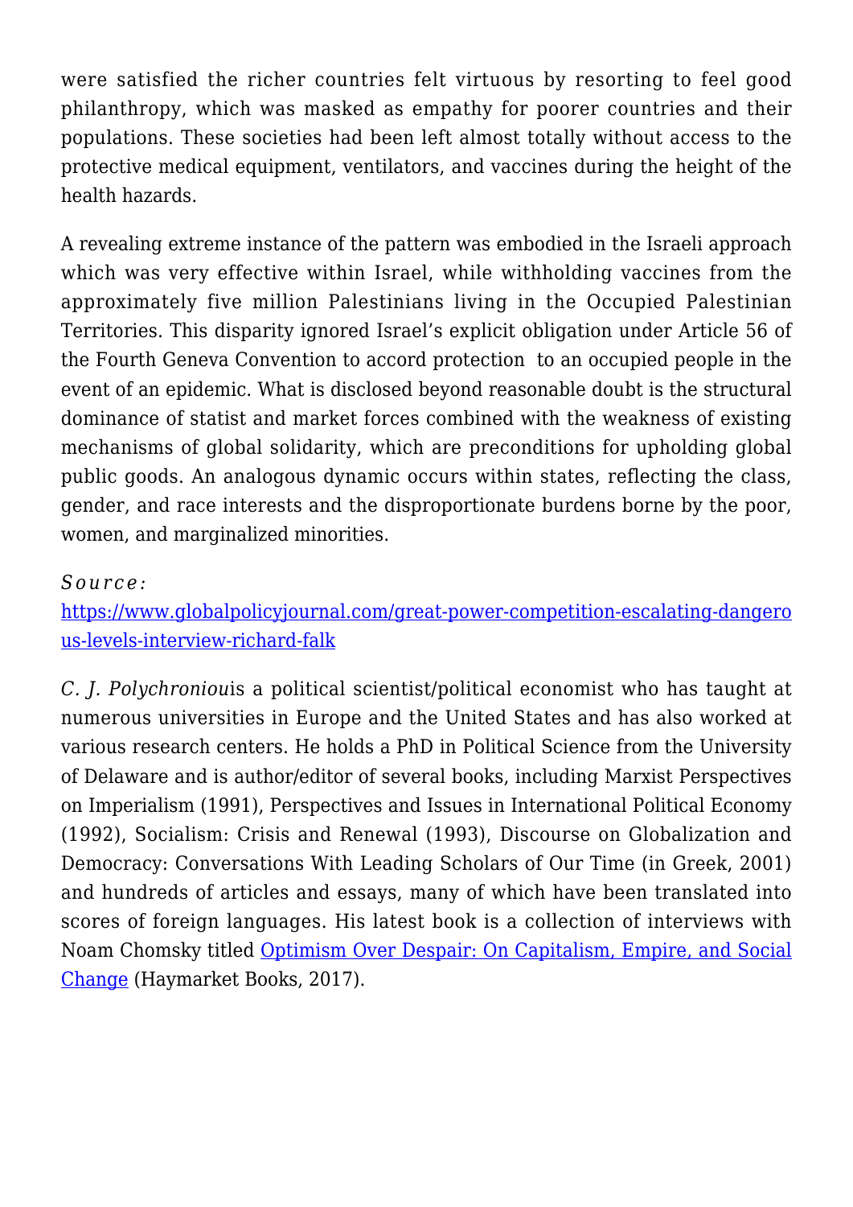were satisfied the richer countries felt virtuous by resorting to feel good philanthropy, which was masked as empathy for poorer countries and their populations. These societies had been left almost totally without access to the protective medical equipment, ventilators, and vaccines during the height of the health hazards.

A revealing extreme instance of the pattern was embodied in the Israeli approach which was very effective within Israel, while withholding vaccines from the approximately five million Palestinians living in the Occupied Palestinian Territories. This disparity ignored Israel's explicit obligation under Article 56 of the Fourth Geneva Convention to accord protection to an occupied people in the event of an epidemic. What is disclosed beyond reasonable doubt is the structural dominance of statist and market forces combined with the weakness of existing mechanisms of global solidarity, which are preconditions for upholding global public goods. An analogous dynamic occurs within states, reflecting the class, gender, and race interests and the disproportionate burdens borne by the poor, women, and marginalized minorities.

*Source:*
[https://www.globalpolicyjournal.com/great-power-competition-escalating-dangerous-levels-interview-richard-falk](https://www.globalpolicyjournal.com/great-power-competition-escalating-dangerous-levels-interview-richard-falk)

*C. J. Polychroniou*is a political scientist/political economist who has taught at numerous universities in Europe and the United States and has also worked at various research centers. He holds a PhD in Political Science from the University of Delaware and is author/editor of several books, including Marxist Perspectives on Imperialism (1991), Perspectives and Issues in International Political Economy (1992), Socialism: Crisis and Renewal (1993), Discourse on Globalization and Democracy: Conversations With Leading Scholars of Our Time (in Greek, 2001) and hundreds of articles and essays, many of which have been translated into scores of foreign languages. His latest book is a collection of interviews with Noam Chomsky titled Optimism Over Despair: On Capitalism, Empire, and Social Change (Haymarket Books, 2017).